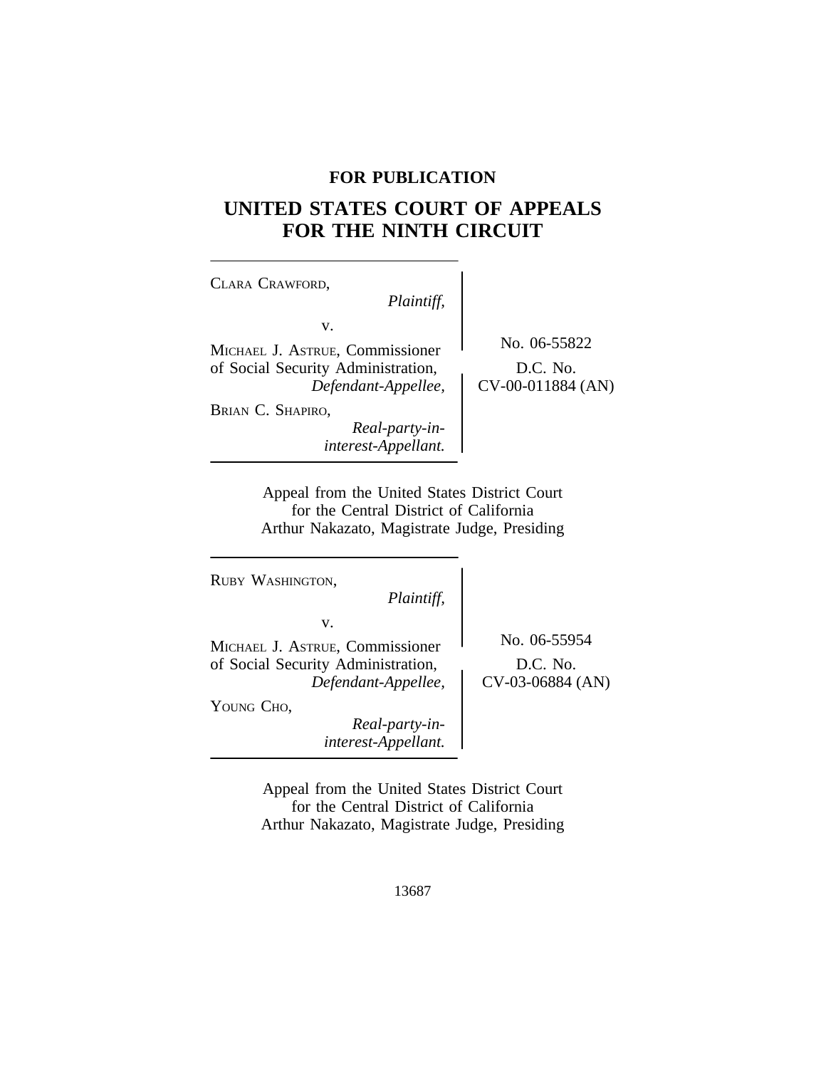**FOR PUBLICATION**

# UNITED STATES COURT OF APPEALS FOR THE NINTH CIRCUIT

CLARA CRAWFORD,
*Plaintiff,*

v.

MICHAEL J. ASTRUE, Commissioner of Social Security Administration,
*Defendant-Appellee,*

BRIAN C. SHAPIRO,
*Real-party-in-interest-Appellant.*

No. 06-55822

D.C. No.
CV-00-011884 (AN)

Appeal from the United States District Court
for the Central District of California
Arthur Nakazato, Magistrate Judge, Presiding

---

RUBY WASHINGTON,
*Plaintiff,*

v.

MICHAEL J. ASTRUE, Commissioner of Social Security Administration,
*Defendant-Appellee,*

YOUNG CHO,
*Real-party-in-interest-Appellant.*

No. 06-55954

D.C. No.
CV-03-06884 (AN)

Appeal from the United States District Court
for the Central District of California
Arthur Nakazato, Magistrate Judge, Presiding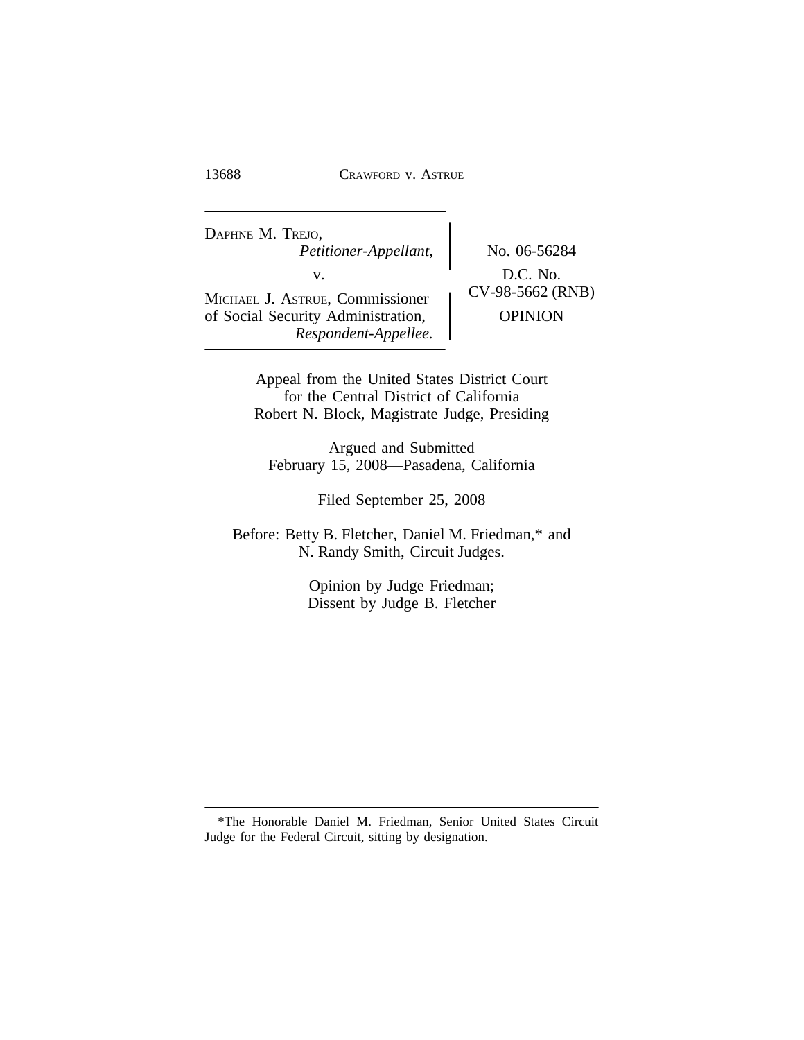DAPHNE M. TREJO,
*Petitioner-Appellant,*

v.

MICHAEL J. ASTRUE, Commissioner of Social Security Administration,
*Respondent-Appellee.*

No. 06-56284

D.C. No. CV-98-5662 (RNB)

OPINION

Appeal from the United States District Court for the Central District of California
Robert N. Block, Magistrate Judge, Presiding

Argued and Submitted
February 15, 2008—Pasadena, California

Filed September 25, 2008

Before: Betty B. Fletcher, Daniel M. Friedman,* and N. Randy Smith, Circuit Judges.

Opinion by Judge Friedman;
Dissent by Judge B. Fletcher

---

*The Honorable Daniel M. Friedman, Senior United States Circuit Judge for the Federal Circuit, sitting by designation.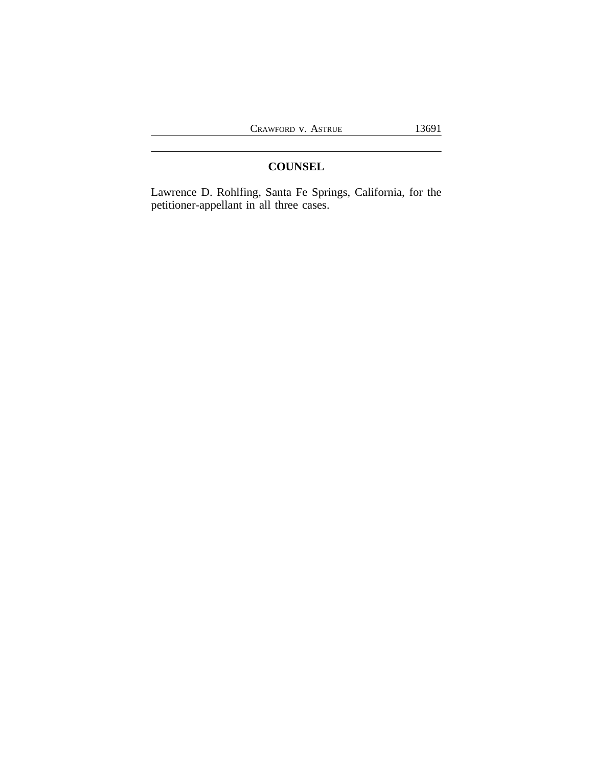## COUNSEL

Lawrence D. Rohlfing, Santa Fe Springs, California, for the petitioner-appellant in all three cases.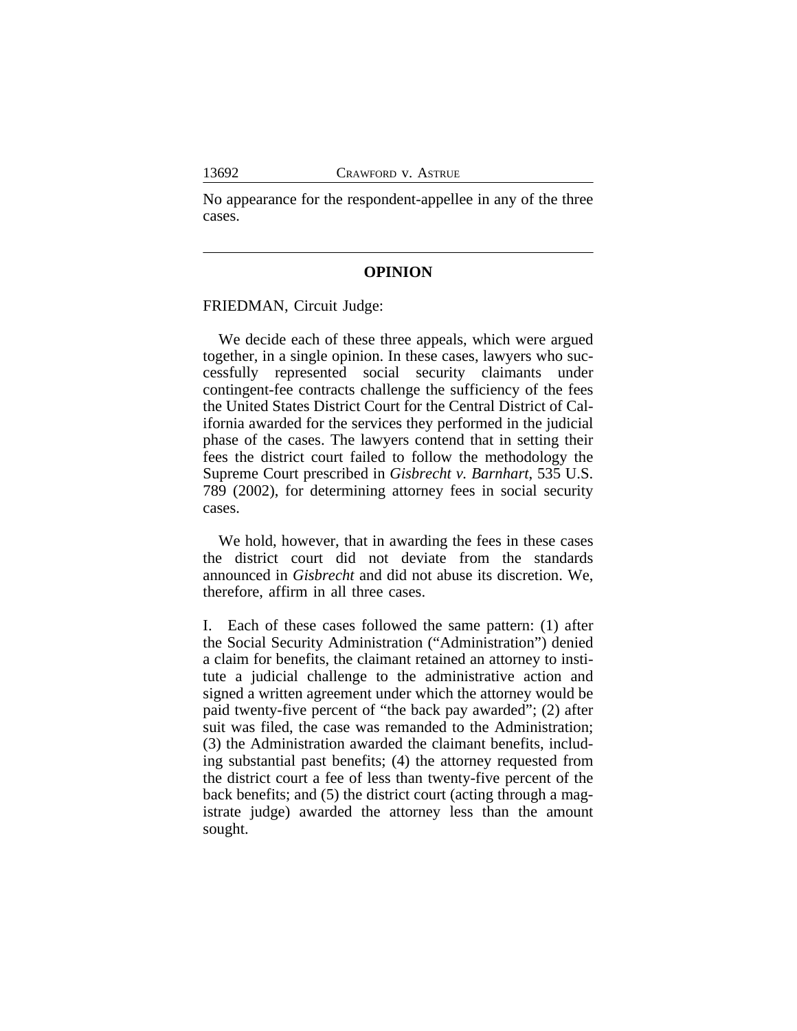No appearance for the respondent-appellee in any of the three cases.

---

## OPINION

FRIEDMAN, Circuit Judge:

We decide each of these three appeals, which were argued together, in a single opinion. In these cases, lawyers who successfully represented social security claimants under contingent-fee contracts challenge the sufficiency of the fees the United States District Court for the Central District of California awarded for the services they performed in the judicial phase of the cases. The lawyers contend that in setting their fees the district court failed to follow the methodology the Supreme Court prescribed in *Gisbrecht v. Barnhart*, 535 U.S. 789 (2002), for determining attorney fees in social security cases.

We hold, however, that in awarding the fees in these cases the district court did not deviate from the standards announced in *Gisbrecht* and did not abuse its discretion. We, therefore, affirm in all three cases.

I. Each of these cases followed the same pattern: (1) after the Social Security Administration ("Administration") denied a claim for benefits, the claimant retained an attorney to institute a judicial challenge to the administrative action and signed a written agreement under which the attorney would be paid twenty-five percent of "the back pay awarded"; (2) after suit was filed, the case was remanded to the Administration; (3) the Administration awarded the claimant benefits, including substantial past benefits; (4) the attorney requested from the district court a fee of less than twenty-five percent of the back benefits; and (5) the district court (acting through a magistrate judge) awarded the attorney less than the amount sought.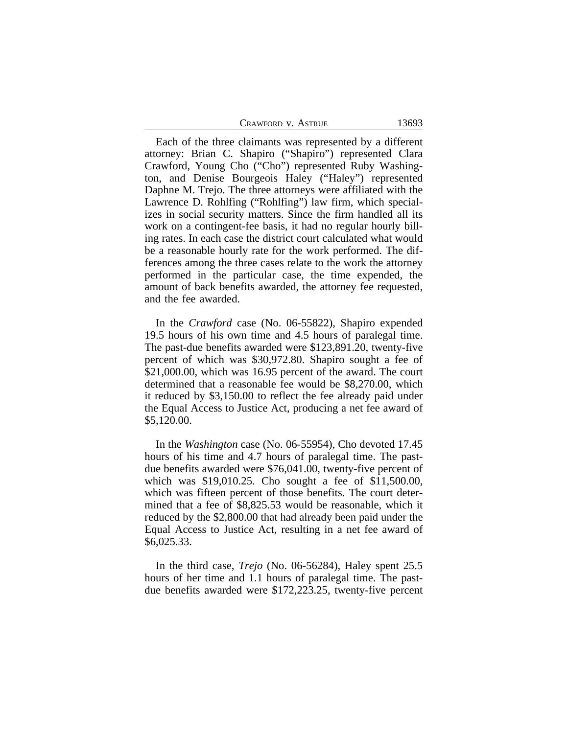Each of the three claimants was represented by a different attorney: Brian C. Shapiro ("Shapiro") represented Clara Crawford, Young Cho ("Cho") represented Ruby Washington, and Denise Bourgeois Haley ("Haley") represented Daphne M. Trejo. The three attorneys were affiliated with the Lawrence D. Rohlfing ("Rohlfing") law firm, which specializes in social security matters. Since the firm handled all its work on a contingent-fee basis, it had no regular hourly billing rates. In each case the district court calculated what would be a reasonable hourly rate for the work performed. The differences among the three cases relate to the work the attorney performed in the particular case, the time expended, the amount of back benefits awarded, the attorney fee requested, and the fee awarded.

In the *Crawford* case (No. 06-55822), Shapiro expended 19.5 hours of his own time and 4.5 hours of paralegal time. The past-due benefits awarded were $123,891.20, twenty-five percent of which was $30,972.80. Shapiro sought a fee of $21,000.00, which was 16.95 percent of the award. The court determined that a reasonable fee would be $8,270.00, which it reduced by $3,150.00 to reflect the fee already paid under the Equal Access to Justice Act, producing a net fee award of $5,120.00.

In the *Washington* case (No. 06-55954), Cho devoted 17.45 hours of his time and 4.7 hours of paralegal time. The past-due benefits awarded were $76,041.00, twenty-five percent of which was $19,010.25. Cho sought a fee of $11,500.00, which was fifteen percent of those benefits. The court determined that a fee of $8,825.53 would be reasonable, which it reduced by the $2,800.00 that had already been paid under the Equal Access to Justice Act, resulting in a net fee award of $6,025.33.

In the third case, *Trejo* (No. 06-56284), Haley spent 25.5 hours of her time and 1.1 hours of paralegal time. The past-due benefits awarded were $172,223.25, twenty-five percent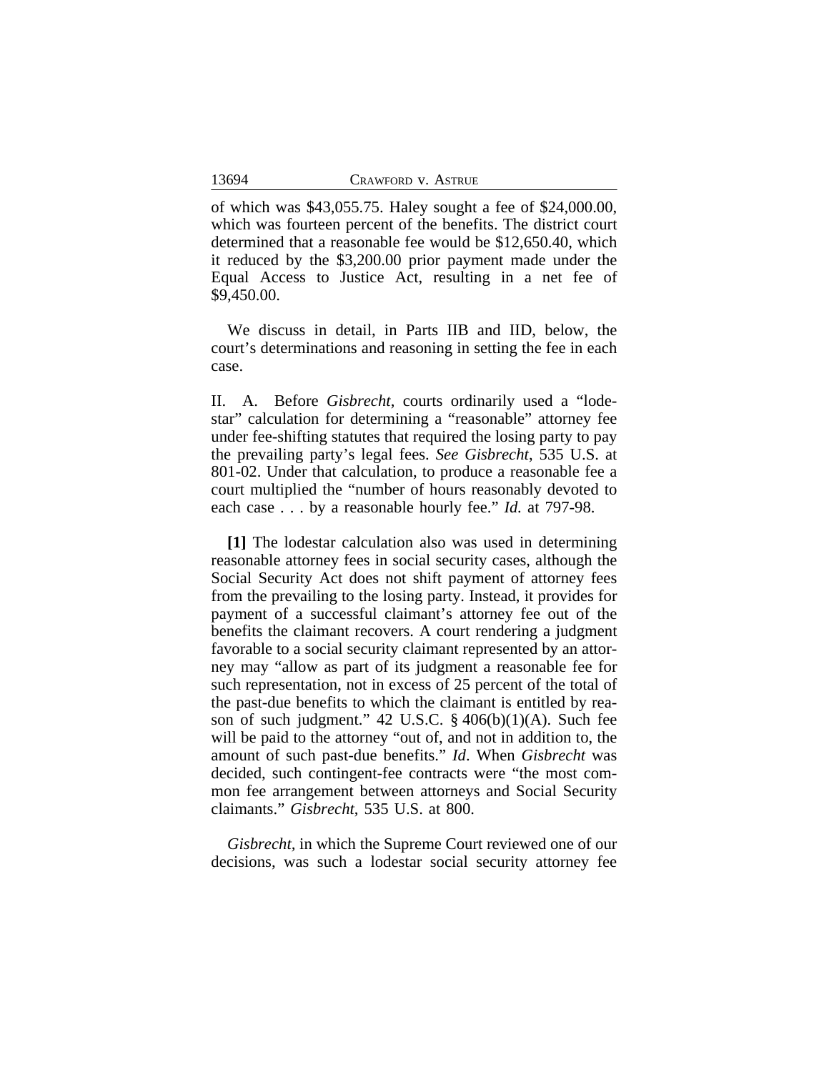of which was $43,055.75. Haley sought a fee of $24,000.00, which was fourteen percent of the benefits. The district court determined that a reasonable fee would be $12,650.40, which it reduced by the $3,200.00 prior payment made under the Equal Access to Justice Act, resulting in a net fee of $9,450.00.

We discuss in detail, in Parts IIB and IID, below, the court's determinations and reasoning in setting the fee in each case.

II. A. Before *Gisbrecht*, courts ordinarily used a "lodestar" calculation for determining a "reasonable" attorney fee under fee-shifting statutes that required the losing party to pay the prevailing party's legal fees. *See Gisbrecht*, 535 U.S. at 801-02. Under that calculation, to produce a reasonable fee a court multiplied the "number of hours reasonably devoted to each case . . . by a reasonable hourly fee." *Id.* at 797-98.

**[1]** The lodestar calculation also was used in determining reasonable attorney fees in social security cases, although the Social Security Act does not shift payment of attorney fees from the prevailing to the losing party. Instead, it provides for payment of a successful claimant's attorney fee out of the benefits the claimant recovers. A court rendering a judgment favorable to a social security claimant represented by an attorney may "allow as part of its judgment a reasonable fee for such representation, not in excess of 25 percent of the total of the past-due benefits to which the claimant is entitled by reason of such judgment." 42 U.S.C. § 406(b)(1)(A). Such fee will be paid to the attorney "out of, and not in addition to, the amount of such past-due benefits." *Id*. When *Gisbrecht* was decided, such contingent-fee contracts were "the most common fee arrangement between attorneys and Social Security claimants." *Gisbrecht*, 535 U.S. at 800.

*Gisbrecht,* in which the Supreme Court reviewed one of our decisions, was such a lodestar social security attorney fee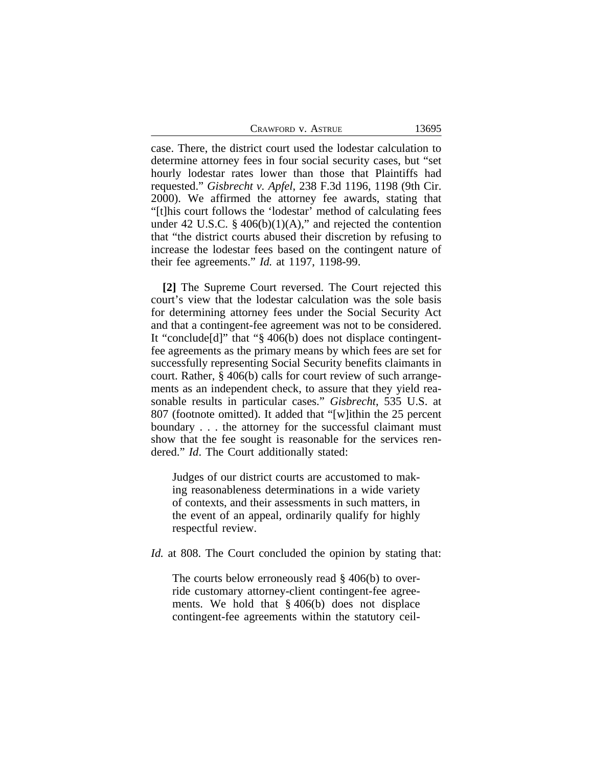case. There, the district court used the lodestar calculation to determine attorney fees in four social security cases, but "set hourly lodestar rates lower than those that Plaintiffs had requested." *Gisbrecht v. Apfel*, 238 F.3d 1196, 1198 (9th Cir. 2000). We affirmed the attorney fee awards, stating that "[t]his court follows the 'lodestar' method of calculating fees under 42 U.S.C. § 406(b)(1)(A)," and rejected the contention that "the district courts abused their discretion by refusing to increase the lodestar fees based on the contingent nature of their fee agreements." *Id.* at 1197, 1198-99.

**[2]** The Supreme Court reversed. The Court rejected this court's view that the lodestar calculation was the sole basis for determining attorney fees under the Social Security Act and that a contingent-fee agreement was not to be considered. It "conclude[d]" that "§ 406(b) does not displace contingent-fee agreements as the primary means by which fees are set for successfully representing Social Security benefits claimants in court. Rather, § 406(b) calls for court review of such arrangements as an independent check, to assure that they yield reasonable results in particular cases." *Gisbrecht*, 535 U.S. at 807 (footnote omitted). It added that "[w]ithin the 25 percent boundary . . . the attorney for the successful claimant must show that the fee sought is reasonable for the services rendered." *Id*. The Court additionally stated:

> Judges of our district courts are accustomed to making reasonableness determinations in a wide variety of contexts, and their assessments in such matters, in the event of an appeal, ordinarily qualify for highly respectful review.

*Id.* at 808. The Court concluded the opinion by stating that:

> The courts below erroneously read § 406(b) to override customary attorney-client contingent-fee agreements. We hold that § 406(b) does not displace contingent-fee agreements within the statutory ceil-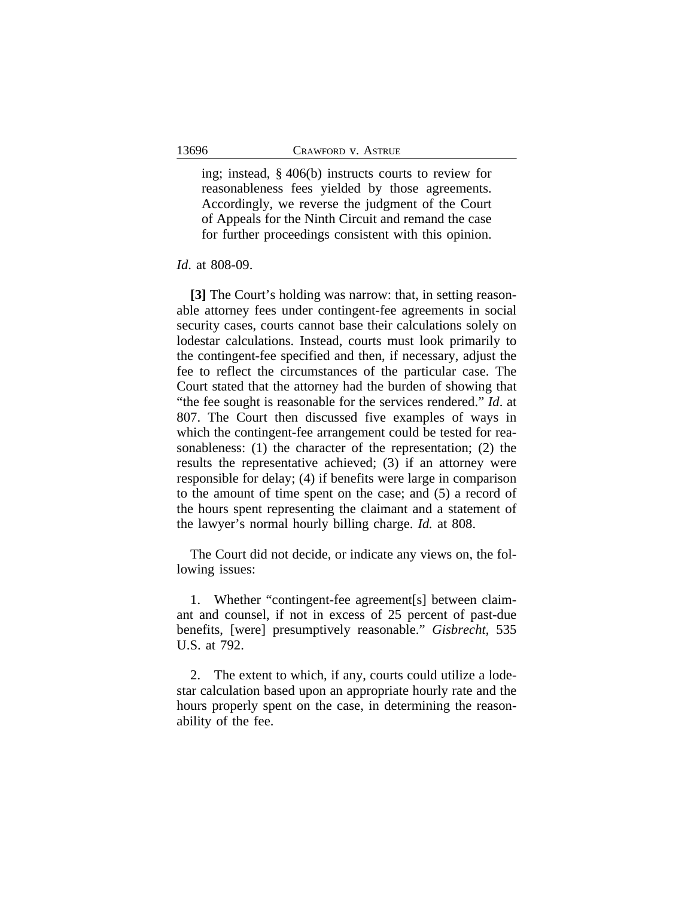> ing; instead, § 406(b) instructs courts to review for reasonableness fees yielded by those agreements. Accordingly, we reverse the judgment of the Court of Appeals for the Ninth Circuit and remand the case for further proceedings consistent with this opinion.

*Id*. at 808-09.

**[3]** The Court's holding was narrow: that, in setting reasonable attorney fees under contingent-fee agreements in social security cases, courts cannot base their calculations solely on lodestar calculations. Instead, courts must look primarily to the contingent-fee specified and then, if necessary, adjust the fee to reflect the circumstances of the particular case. The Court stated that the attorney had the burden of showing that "the fee sought is reasonable for the services rendered." *Id*. at 807. The Court then discussed five examples of ways in which the contingent-fee arrangement could be tested for reasonableness: (1) the character of the representation; (2) the results the representative achieved; (3) if an attorney were responsible for delay; (4) if benefits were large in comparison to the amount of time spent on the case; and (5) a record of the hours spent representing the claimant and a statement of the lawyer's normal hourly billing charge. *Id.* at 808.

The Court did not decide, or indicate any views on, the following issues:

1. Whether "contingent-fee agreement[s] between claimant and counsel, if not in excess of 25 percent of past-due benefits, [were] presumptively reasonable." *Gisbrecht*, 535 U.S. at 792.

2. The extent to which, if any, courts could utilize a lodestar calculation based upon an appropriate hourly rate and the hours properly spent on the case, in determining the reasonability of the fee.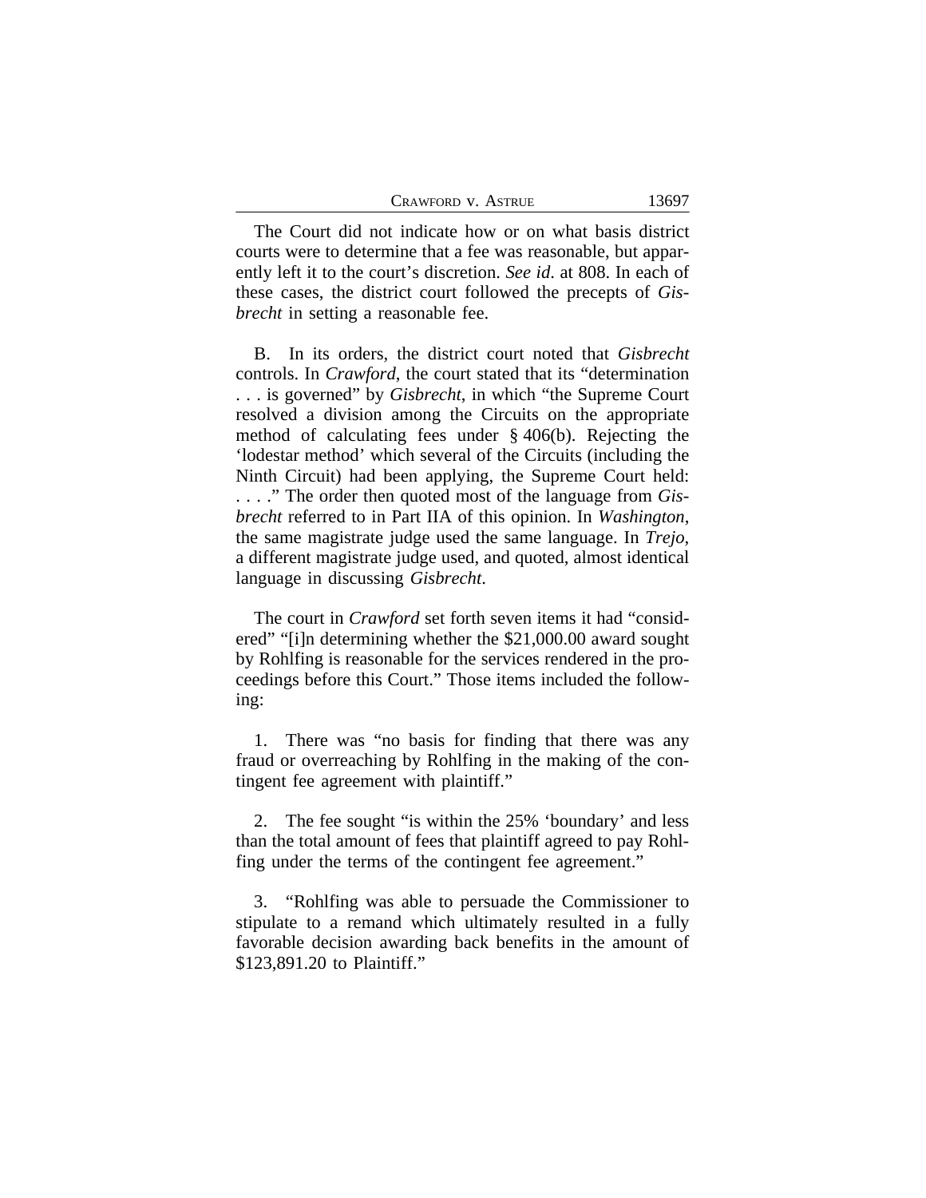The Court did not indicate how or on what basis district courts were to determine that a fee was reasonable, but apparently left it to the court's discretion. *See id*. at 808. In each of these cases, the district court followed the precepts of *Gisbrecht* in setting a reasonable fee.

B. In its orders, the district court noted that *Gisbrecht* controls. In *Crawford*, the court stated that its "determination . . . is governed" by *Gisbrecht*, in which "the Supreme Court resolved a division among the Circuits on the appropriate method of calculating fees under § 406(b). Rejecting the 'lodestar method' which several of the Circuits (including the Ninth Circuit) had been applying, the Supreme Court held: . . . ." The order then quoted most of the language from *Gisbrecht* referred to in Part IIA of this opinion. In *Washington*, the same magistrate judge used the same language. In *Trejo*, a different magistrate judge used, and quoted, almost identical language in discussing *Gisbrecht*.

The court in *Crawford* set forth seven items it had "considered" "[i]n determining whether the $21,000.00 award sought by Rohlfing is reasonable for the services rendered in the proceedings before this Court." Those items included the following:

1. There was "no basis for finding that there was any fraud or overreaching by Rohlfing in the making of the contingent fee agreement with plaintiff."

2. The fee sought "is within the 25% 'boundary' and less than the total amount of fees that plaintiff agreed to pay Rohlfing under the terms of the contingent fee agreement."

3. "Rohlfing was able to persuade the Commissioner to stipulate to a remand which ultimately resulted in a fully favorable decision awarding back benefits in the amount of $123,891.20 to Plaintiff."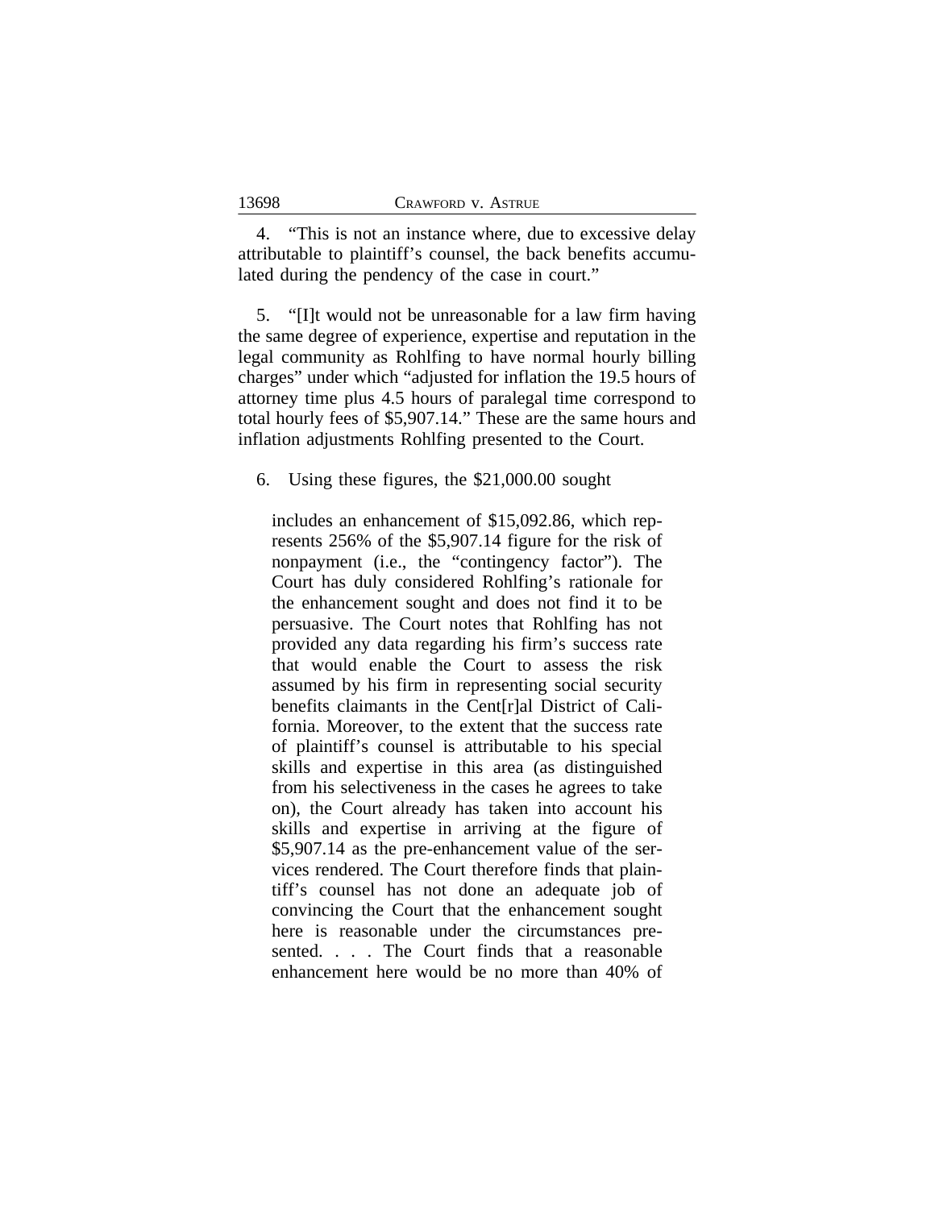4. "This is not an instance where, due to excessive delay attributable to plaintiff's counsel, the back benefits accumulated during the pendency of the case in court."

5. "[I]t would not be unreasonable for a law firm having the same degree of experience, expertise and reputation in the legal community as Rohlfing to have normal hourly billing charges" under which "adjusted for inflation the 19.5 hours of attorney time plus 4.5 hours of paralegal time correspond to total hourly fees of $5,907.14." These are the same hours and inflation adjustments Rohlfing presented to the Court.

6. Using these figures, the $21,000.00 sought

> includes an enhancement of $15,092.86, which represents 256% of the $5,907.14 figure for the risk of nonpayment (i.e., the "contingency factor"). The Court has duly considered Rohlfing's rationale for the enhancement sought and does not find it to be persuasive. The Court notes that Rohlfing has not provided any data regarding his firm's success rate that would enable the Court to assess the risk assumed by his firm in representing social security benefits claimants in the Cent[r]al District of California. Moreover, to the extent that the success rate of plaintiff's counsel is attributable to his special skills and expertise in this area (as distinguished from his selectiveness in the cases he agrees to take on), the Court already has taken into account his skills and expertise in arriving at the figure of $5,907.14 as the pre-enhancement value of the services rendered. The Court therefore finds that plaintiff's counsel has not done an adequate job of convincing the Court that the enhancement sought here is reasonable under the circumstances presented. . . . The Court finds that a reasonable enhancement here would be no more than 40% of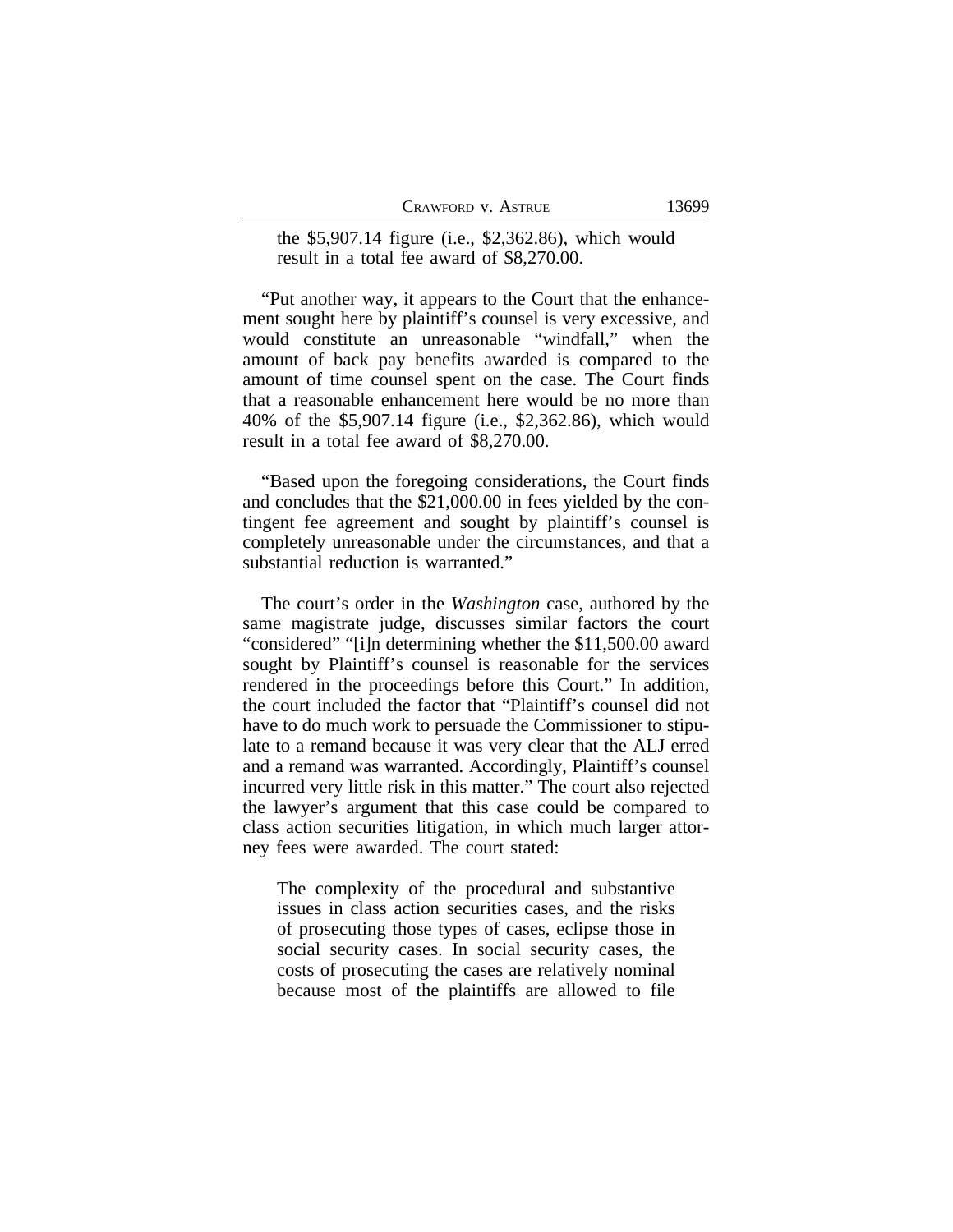the $5,907.14 figure (i.e., $2,362.86), which would result in a total fee award of $8,270.00.

"Put another way, it appears to the Court that the enhancement sought here by plaintiff's counsel is very excessive, and would constitute an unreasonable "windfall," when the amount of back pay benefits awarded is compared to the amount of time counsel spent on the case. The Court finds that a reasonable enhancement here would be no more than 40% of the $5,907.14 figure (i.e., $2,362.86), which would result in a total fee award of $8,270.00.

"Based upon the foregoing considerations, the Court finds and concludes that the $21,000.00 in fees yielded by the contingent fee agreement and sought by plaintiff's counsel is completely unreasonable under the circumstances, and that a substantial reduction is warranted."

The court's order in the *Washington* case, authored by the same magistrate judge, discusses similar factors the court "considered" "[i]n determining whether the $11,500.00 award sought by Plaintiff's counsel is reasonable for the services rendered in the proceedings before this Court." In addition, the court included the factor that "Plaintiff's counsel did not have to do much work to persuade the Commissioner to stipulate to a remand because it was very clear that the ALJ erred and a remand was warranted. Accordingly, Plaintiff's counsel incurred very little risk in this matter." The court also rejected the lawyer's argument that this case could be compared to class action securities litigation, in which much larger attorney fees were awarded. The court stated:

> The complexity of the procedural and substantive issues in class action securities cases, and the risks of prosecuting those types of cases, eclipse those in social security cases. In social security cases, the costs of prosecuting the cases are relatively nominal because most of the plaintiffs are allowed to file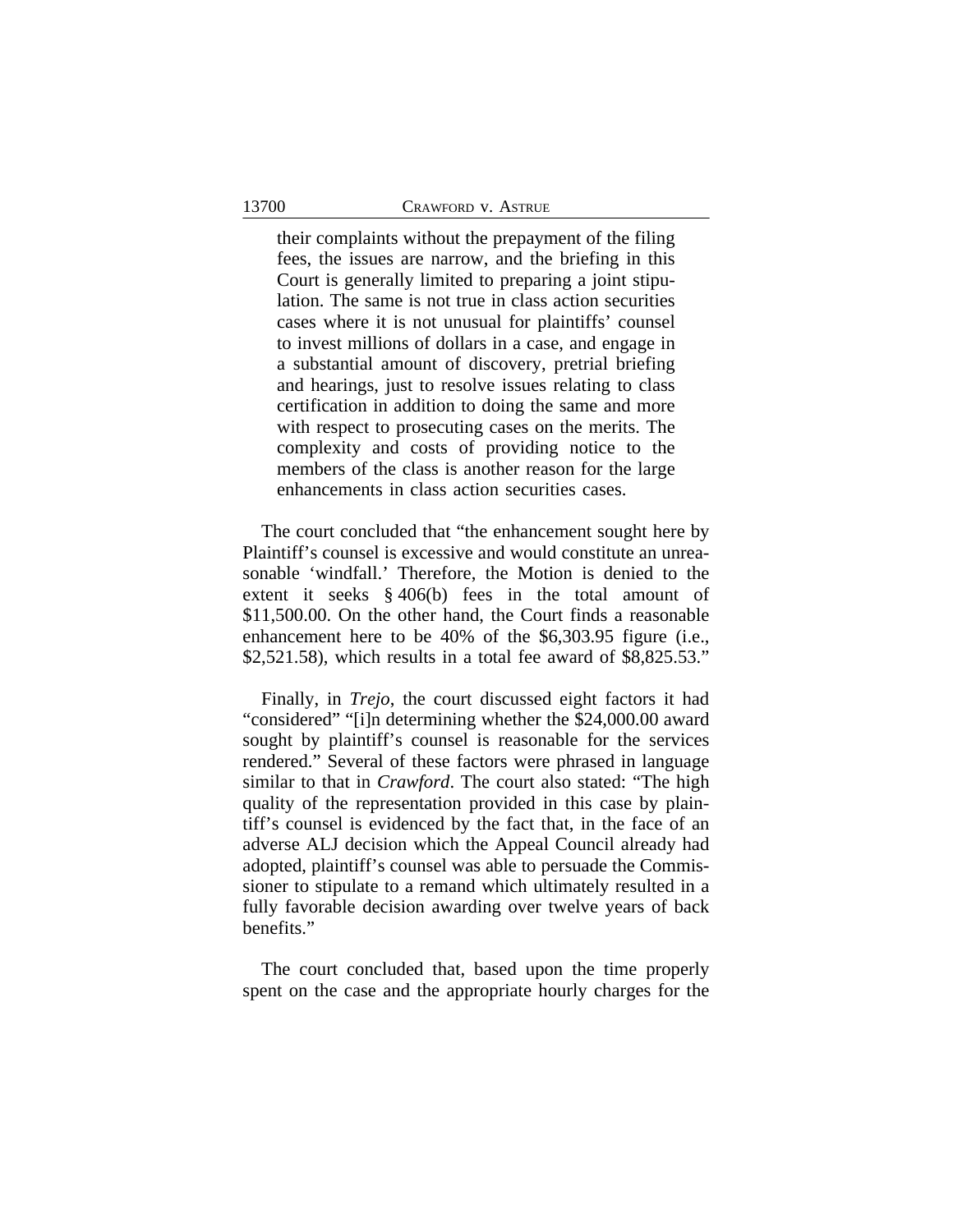> their complaints without the prepayment of the filing fees, the issues are narrow, and the briefing in this Court is generally limited to preparing a joint stipulation. The same is not true in class action securities cases where it is not unusual for plaintiffs' counsel to invest millions of dollars in a case, and engage in a substantial amount of discovery, pretrial briefing and hearings, just to resolve issues relating to class certification in addition to doing the same and more with respect to prosecuting cases on the merits. The complexity and costs of providing notice to the members of the class is another reason for the large enhancements in class action securities cases.

The court concluded that "the enhancement sought here by Plaintiff's counsel is excessive and would constitute an unreasonable 'windfall.' Therefore, the Motion is denied to the extent it seeks § 406(b) fees in the total amount of $11,500.00. On the other hand, the Court finds a reasonable enhancement here to be 40% of the $6,303.95 figure (i.e., $2,521.58), which results in a total fee award of $8,825.53."

Finally, in *Trejo*, the court discussed eight factors it had "considered" "[i]n determining whether the $24,000.00 award sought by plaintiff's counsel is reasonable for the services rendered." Several of these factors were phrased in language similar to that in *Crawford*. The court also stated: "The high quality of the representation provided in this case by plaintiff's counsel is evidenced by the fact that, in the face of an adverse ALJ decision which the Appeal Council already had adopted, plaintiff's counsel was able to persuade the Commissioner to stipulate to a remand which ultimately resulted in a fully favorable decision awarding over twelve years of back benefits."

The court concluded that, based upon the time properly spent on the case and the appropriate hourly charges for the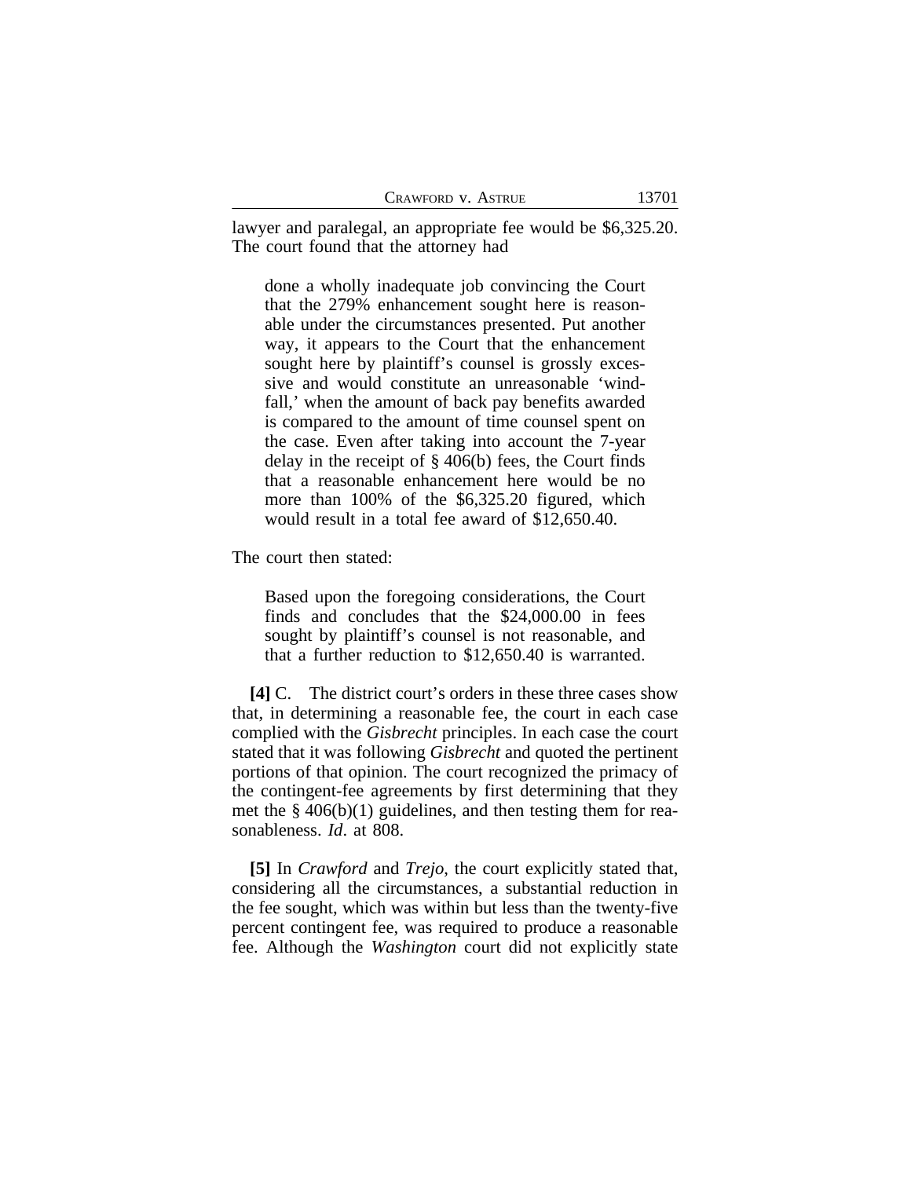lawyer and paralegal, an appropriate fee would be $6,325.20. The court found that the attorney had

> done a wholly inadequate job convincing the Court that the 279% enhancement sought here is reasonable under the circumstances presented. Put another way, it appears to the Court that the enhancement sought here by plaintiff's counsel is grossly excessive and would constitute an unreasonable 'windfall,' when the amount of back pay benefits awarded is compared to the amount of time counsel spent on the case. Even after taking into account the 7-year delay in the receipt of § 406(b) fees, the Court finds that a reasonable enhancement here would be no more than 100% of the $6,325.20 figured, which would result in a total fee award of $12,650.40.

The court then stated:

> Based upon the foregoing considerations, the Court finds and concludes that the $24,000.00 in fees sought by plaintiff's counsel is not reasonable, and that a further reduction to $12,650.40 is warranted.

**[4]** C. The district court's orders in these three cases show that, in determining a reasonable fee, the court in each case complied with the *Gisbrecht* principles. In each case the court stated that it was following *Gisbrecht* and quoted the pertinent portions of that opinion. The court recognized the primacy of the contingent-fee agreements by first determining that they met the § 406(b)(1) guidelines, and then testing them for reasonableness. *Id*. at 808.

**[5]** In *Crawford* and *Trejo*, the court explicitly stated that, considering all the circumstances, a substantial reduction in the fee sought, which was within but less than the twenty-five percent contingent fee, was required to produce a reasonable fee. Although the *Washington* court did not explicitly state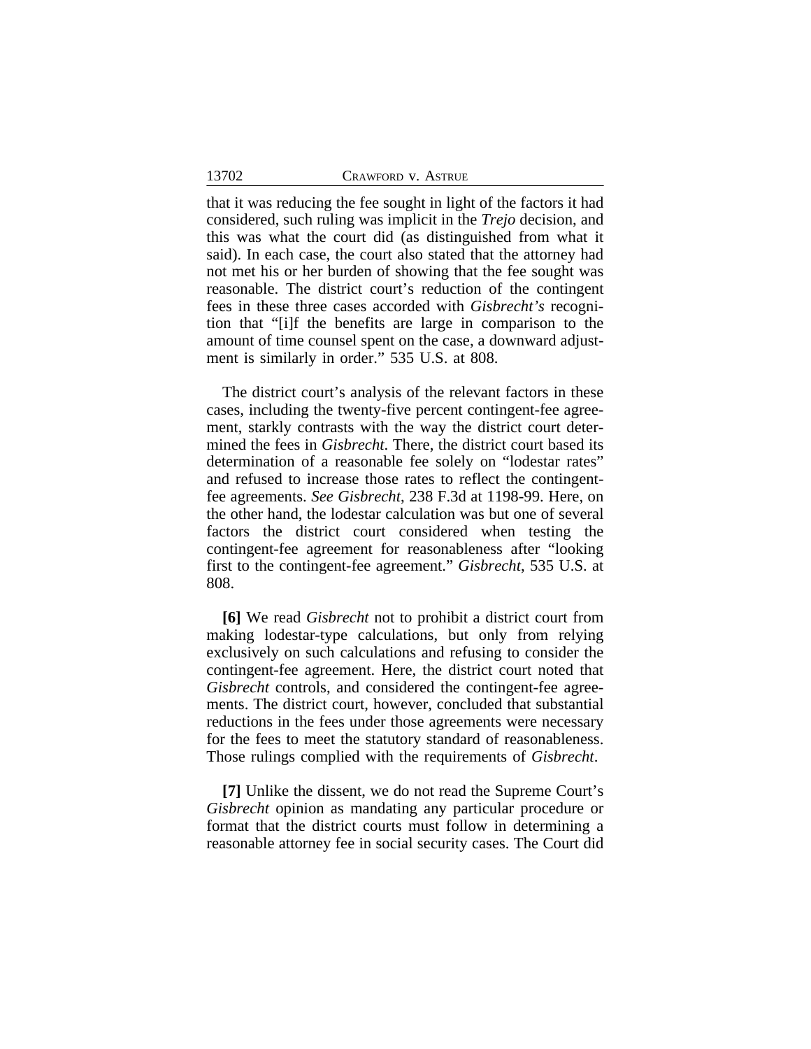that it was reducing the fee sought in light of the factors it had considered, such ruling was implicit in the *Trejo* decision, and this was what the court did (as distinguished from what it said). In each case, the court also stated that the attorney had not met his or her burden of showing that the fee sought was reasonable. The district court's reduction of the contingent fees in these three cases accorded with *Gisbrecht's* recognition that "[i]f the benefits are large in comparison to the amount of time counsel spent on the case, a downward adjustment is similarly in order." 535 U.S. at 808.

The district court's analysis of the relevant factors in these cases, including the twenty-five percent contingent-fee agreement, starkly contrasts with the way the district court determined the fees in *Gisbrecht*. There, the district court based its determination of a reasonable fee solely on "lodestar rates" and refused to increase those rates to reflect the contingent-fee agreements. *See Gisbrecht*, 238 F.3d at 1198-99. Here, on the other hand, the lodestar calculation was but one of several factors the district court considered when testing the contingent-fee agreement for reasonableness after "looking first to the contingent-fee agreement." *Gisbrecht*, 535 U.S. at 808.

**[6]** We read *Gisbrecht* not to prohibit a district court from making lodestar-type calculations, but only from relying exclusively on such calculations and refusing to consider the contingent-fee agreement. Here, the district court noted that *Gisbrecht* controls, and considered the contingent-fee agreements. The district court, however, concluded that substantial reductions in the fees under those agreements were necessary for the fees to meet the statutory standard of reasonableness. Those rulings complied with the requirements of *Gisbrecht*.

**[7]** Unlike the dissent, we do not read the Supreme Court's *Gisbrecht* opinion as mandating any particular procedure or format that the district courts must follow in determining a reasonable attorney fee in social security cases. The Court did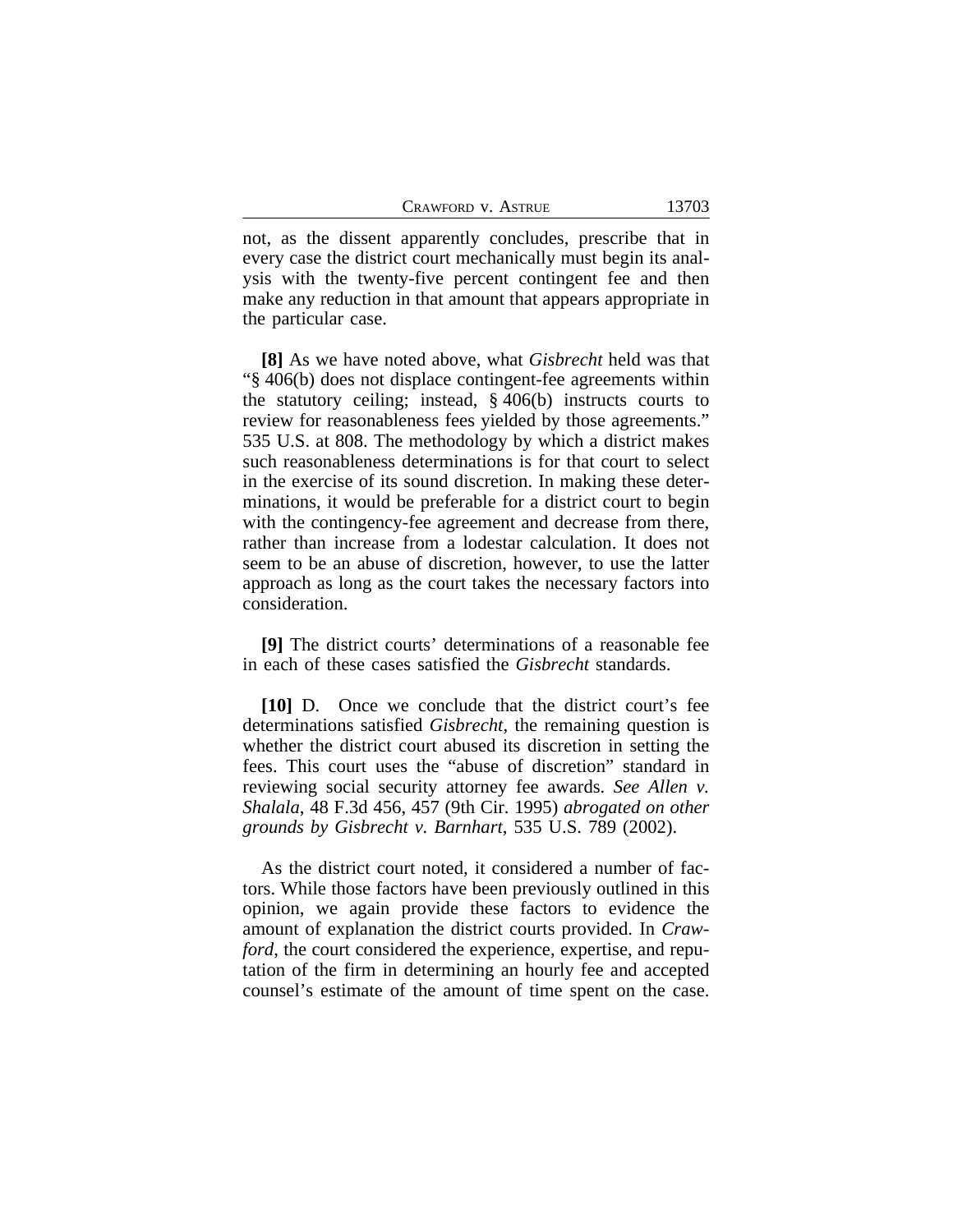not, as the dissent apparently concludes, prescribe that in every case the district court mechanically must begin its analysis with the twenty-five percent contingent fee and then make any reduction in that amount that appears appropriate in the particular case.

**[8]** As we have noted above, what *Gisbrecht* held was that "§ 406(b) does not displace contingent-fee agreements within the statutory ceiling; instead, § 406(b) instructs courts to review for reasonableness fees yielded by those agreements." 535 U.S. at 808. The methodology by which a district makes such reasonableness determinations is for that court to select in the exercise of its sound discretion. In making these determinations, it would be preferable for a district court to begin with the contingency-fee agreement and decrease from there, rather than increase from a lodestar calculation. It does not seem to be an abuse of discretion, however, to use the latter approach as long as the court takes the necessary factors into consideration.

**[9]** The district courts' determinations of a reasonable fee in each of these cases satisfied the *Gisbrecht* standards.

**[10]** D. Once we conclude that the district court's fee determinations satisfied *Gisbrecht*, the remaining question is whether the district court abused its discretion in setting the fees. This court uses the "abuse of discretion" standard in reviewing social security attorney fee awards. *See Allen v. Shalala*, 48 F.3d 456, 457 (9th Cir. 1995) *abrogated on other grounds by Gisbrecht v. Barnhart*, 535 U.S. 789 (2002).

As the district court noted, it considered a number of factors. While those factors have been previously outlined in this opinion, we again provide these factors to evidence the amount of explanation the district courts provided. In *Crawford*, the court considered the experience, expertise, and reputation of the firm in determining an hourly fee and accepted counsel's estimate of the amount of time spent on the case.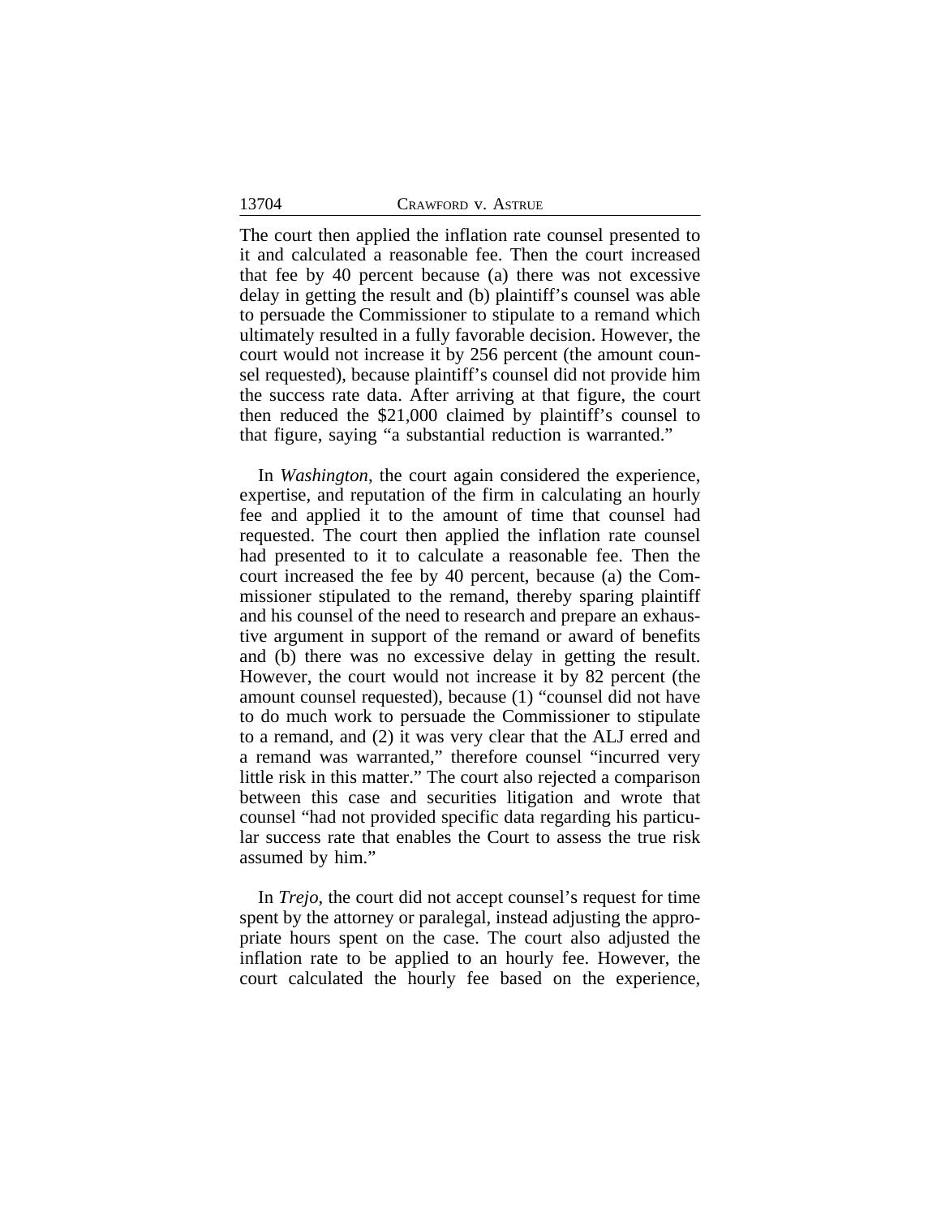The court then applied the inflation rate counsel presented to it and calculated a reasonable fee. Then the court increased that fee by 40 percent because (a) there was not excessive delay in getting the result and (b) plaintiff's counsel was able to persuade the Commissioner to stipulate to a remand which ultimately resulted in a fully favorable decision. However, the court would not increase it by 256 percent (the amount counsel requested), because plaintiff's counsel did not provide him the success rate data. After arriving at that figure, the court then reduced the $21,000 claimed by plaintiff's counsel to that figure, saying "a substantial reduction is warranted."

In *Washington*, the court again considered the experience, expertise, and reputation of the firm in calculating an hourly fee and applied it to the amount of time that counsel had requested. The court then applied the inflation rate counsel had presented to it to calculate a reasonable fee. Then the court increased the fee by 40 percent, because (a) the Commissioner stipulated to the remand, thereby sparing plaintiff and his counsel of the need to research and prepare an exhaustive argument in support of the remand or award of benefits and (b) there was no excessive delay in getting the result. However, the court would not increase it by 82 percent (the amount counsel requested), because (1) "counsel did not have to do much work to persuade the Commissioner to stipulate to a remand, and (2) it was very clear that the ALJ erred and a remand was warranted," therefore counsel "incurred very little risk in this matter." The court also rejected a comparison between this case and securities litigation and wrote that counsel "had not provided specific data regarding his particular success rate that enables the Court to assess the true risk assumed by him."

In *Trejo*, the court did not accept counsel's request for time spent by the attorney or paralegal, instead adjusting the appropriate hours spent on the case. The court also adjusted the inflation rate to be applied to an hourly fee. However, the court calculated the hourly fee based on the experience,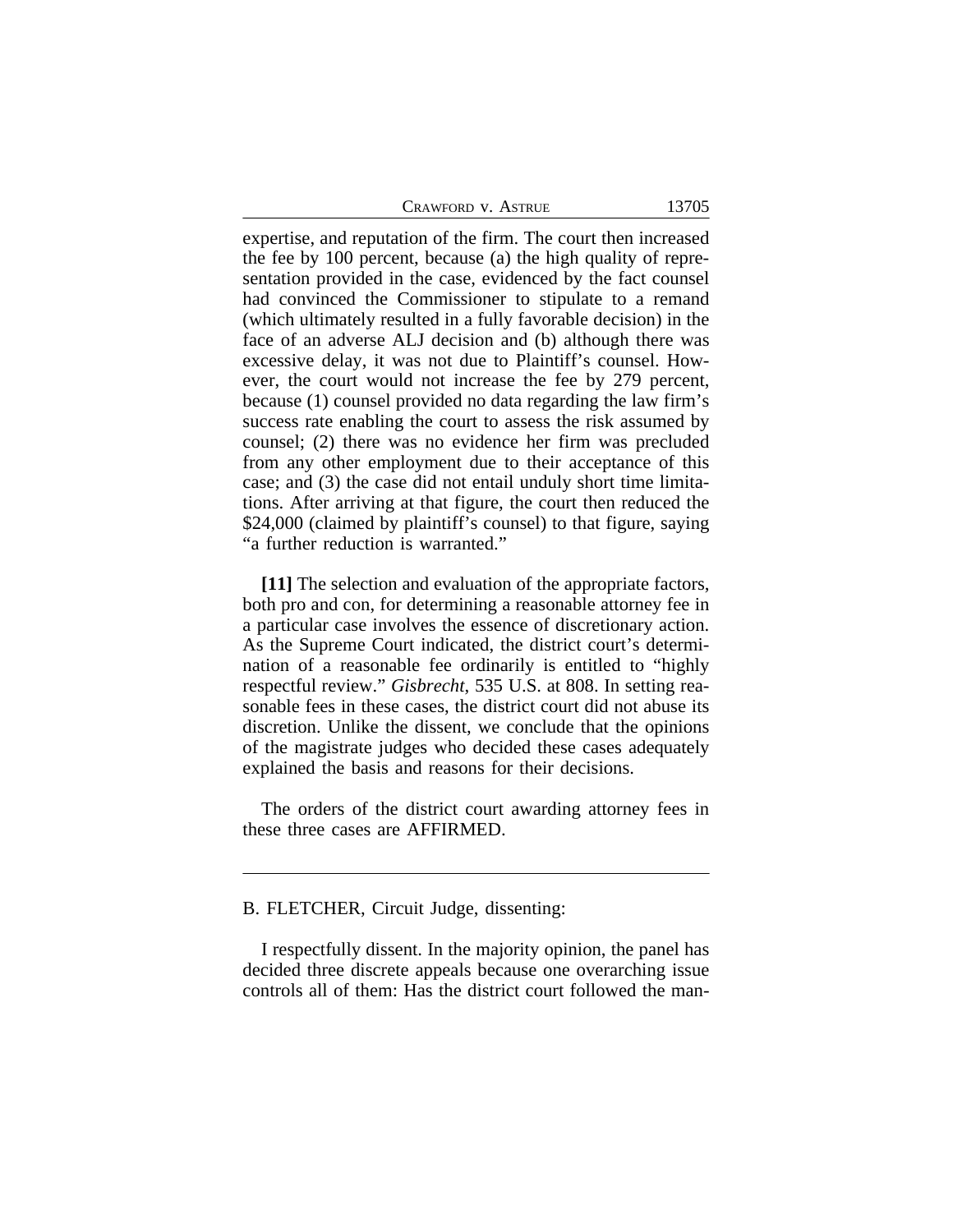expertise, and reputation of the firm. The court then increased the fee by 100 percent, because (a) the high quality of representation provided in the case, evidenced by the fact counsel had convinced the Commissioner to stipulate to a remand (which ultimately resulted in a fully favorable decision) in the face of an adverse ALJ decision and (b) although there was excessive delay, it was not due to Plaintiff's counsel. However, the court would not increase the fee by 279 percent, because (1) counsel provided no data regarding the law firm's success rate enabling the court to assess the risk assumed by counsel; (2) there was no evidence her firm was precluded from any other employment due to their acceptance of this case; and (3) the case did not entail unduly short time limitations. After arriving at that figure, the court then reduced the $24,000 (claimed by plaintiff's counsel) to that figure, saying "a further reduction is warranted."

**[11]** The selection and evaluation of the appropriate factors, both pro and con, for determining a reasonable attorney fee in a particular case involves the essence of discretionary action. As the Supreme Court indicated, the district court's determination of a reasonable fee ordinarily is entitled to "highly respectful review." *Gisbrecht*, 535 U.S. at 808. In setting reasonable fees in these cases, the district court did not abuse its discretion. Unlike the dissent, we conclude that the opinions of the magistrate judges who decided these cases adequately explained the basis and reasons for their decisions.

The orders of the district court awarding attorney fees in these three cases are AFFIRMED.

---

B. FLETCHER, Circuit Judge, dissenting:

I respectfully dissent. In the majority opinion, the panel has decided three discrete appeals because one overarching issue controls all of them: Has the district court followed the man-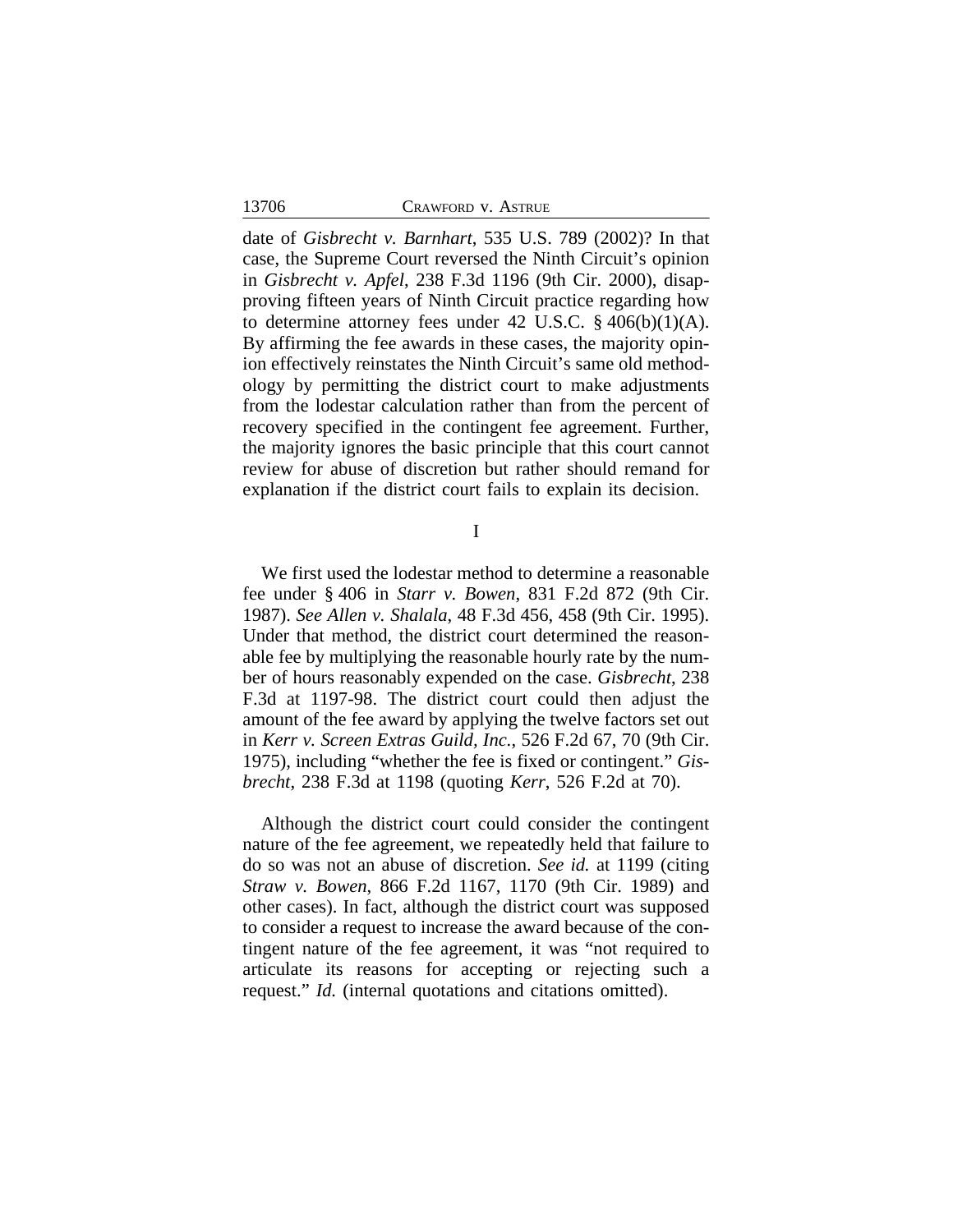date of *Gisbrecht v. Barnhart*, 535 U.S. 789 (2002)? In that case, the Supreme Court reversed the Ninth Circuit's opinion in *Gisbrecht v. Apfel*, 238 F.3d 1196 (9th Cir. 2000), disapproving fifteen years of Ninth Circuit practice regarding how to determine attorney fees under 42 U.S.C. § 406(b)(1)(A). By affirming the fee awards in these cases, the majority opinion effectively reinstates the Ninth Circuit's same old methodology by permitting the district court to make adjustments from the lodestar calculation rather than from the percent of recovery specified in the contingent fee agreement. Further, the majority ignores the basic principle that this court cannot review for abuse of discretion but rather should remand for explanation if the district court fails to explain its decision.

I

We first used the lodestar method to determine a reasonable fee under § 406 in *Starr v. Bowen*, 831 F.2d 872 (9th Cir. 1987). *See Allen v. Shalala*, 48 F.3d 456, 458 (9th Cir. 1995). Under that method, the district court determined the reasonable fee by multiplying the reasonable hourly rate by the number of hours reasonably expended on the case. *Gisbrecht*, 238 F.3d at 1197-98. The district court could then adjust the amount of the fee award by applying the twelve factors set out in *Kerr v. Screen Extras Guild, Inc.*, 526 F.2d 67, 70 (9th Cir. 1975), including "whether the fee is fixed or contingent." *Gisbrecht*, 238 F.3d at 1198 (quoting *Kerr*, 526 F.2d at 70).

Although the district court could consider the contingent nature of the fee agreement, we repeatedly held that failure to do so was not an abuse of discretion. *See id.* at 1199 (citing *Straw v. Bowen*, 866 F.2d 1167, 1170 (9th Cir. 1989) and other cases). In fact, although the district court was supposed to consider a request to increase the award because of the contingent nature of the fee agreement, it was "not required to articulate its reasons for accepting or rejecting such a request." *Id.* (internal quotations and citations omitted).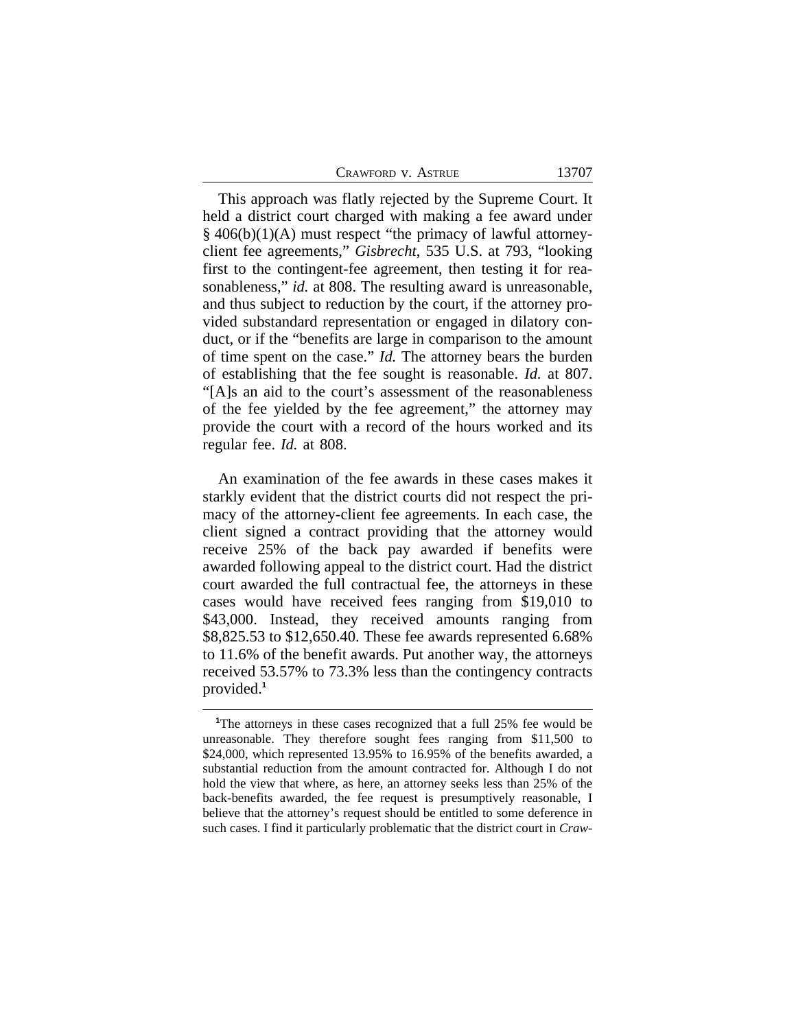This approach was flatly rejected by the Supreme Court. It held a district court charged with making a fee award under § 406(b)(1)(A) must respect "the primacy of lawful attorney-client fee agreements," *Gisbrecht*, 535 U.S. at 793, "looking first to the contingent-fee agreement, then testing it for reasonableness," *id.* at 808. The resulting award is unreasonable, and thus subject to reduction by the court, if the attorney provided substandard representation or engaged in dilatory conduct, or if the "benefits are large in comparison to the amount of time spent on the case." *Id.* The attorney bears the burden of establishing that the fee sought is reasonable. *Id.* at 807. "[A]s an aid to the court's assessment of the reasonableness of the fee yielded by the fee agreement," the attorney may provide the court with a record of the hours worked and its regular fee. *Id.* at 808.

An examination of the fee awards in these cases makes it starkly evident that the district courts did not respect the primacy of the attorney-client fee agreements. In each case, the client signed a contract providing that the attorney would receive 25% of the back pay awarded if benefits were awarded following appeal to the district court. Had the district court awarded the full contractual fee, the attorneys in these cases would have received fees ranging from $19,010 to $43,000. Instead, they received amounts ranging from $8,825.53 to $12,650.40. These fee awards represented 6.68% to 11.6% of the benefit awards. Put another way, the attorneys received 53.57% to 73.3% less than the contingency contracts provided.[1]

[1]The attorneys in these cases recognized that a full 25% fee would be unreasonable. They therefore sought fees ranging from $11,500 to $24,000, which represented 13.95% to 16.95% of the benefits awarded, a substantial reduction from the amount contracted for. Although I do not hold the view that where, as here, an attorney seeks less than 25% of the back-benefits awarded, the fee request is presumptively reasonable, I believe that the attorney's request should be entitled to some deference in such cases. I find it particularly problematic that the district court in *Craw-*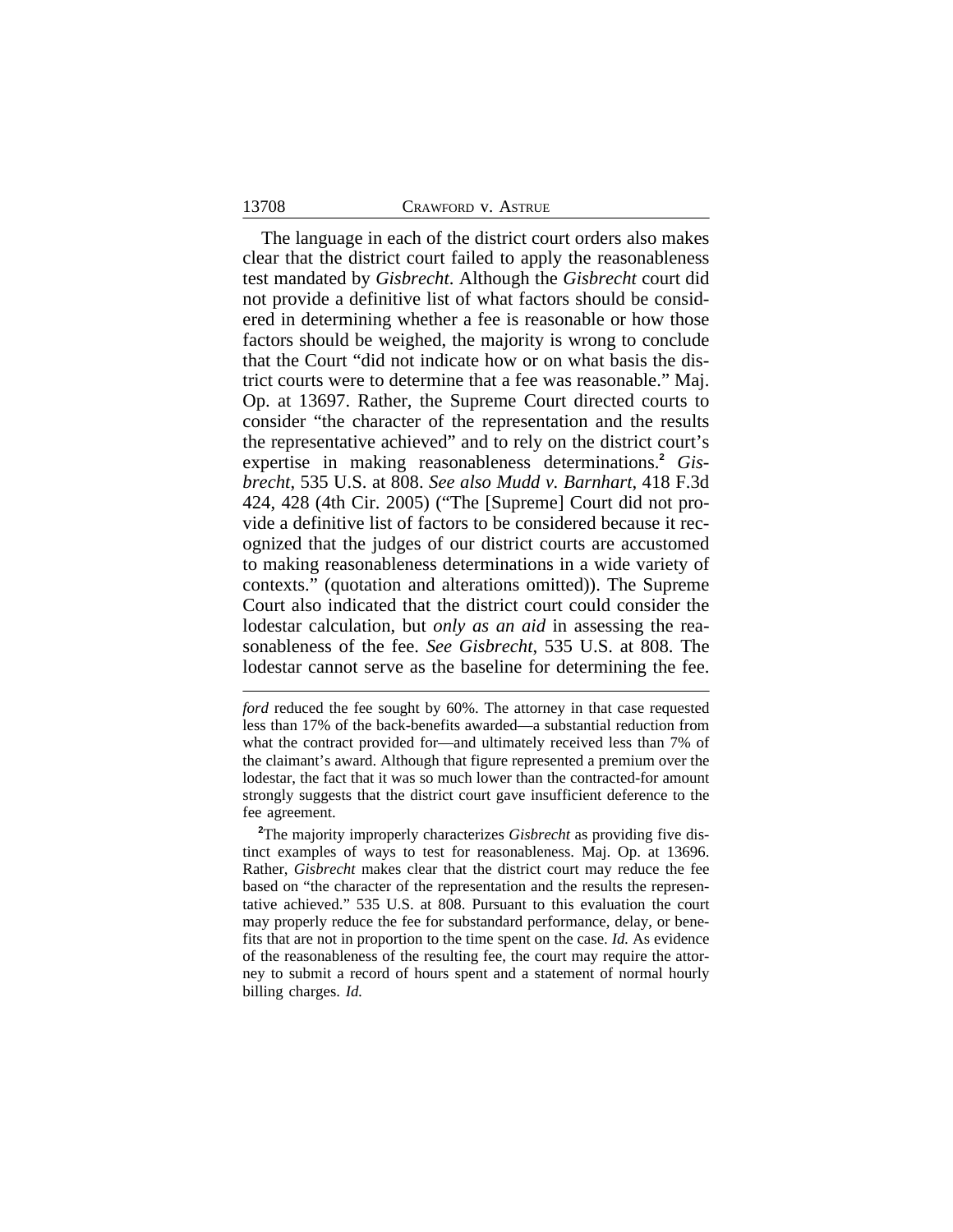The language in each of the district court orders also makes clear that the district court failed to apply the reasonableness test mandated by *Gisbrecht*. Although the *Gisbrecht* court did not provide a definitive list of what factors should be considered in determining whether a fee is reasonable or how those factors should be weighed, the majority is wrong to conclude that the Court "did not indicate how or on what basis the district courts were to determine that a fee was reasonable." Maj. Op. at 13697. Rather, the Supreme Court directed courts to consider "the character of the representation and the results the representative achieved" and to rely on the district court's expertise in making reasonableness determinations.[2] *Gisbrecht*, 535 U.S. at 808. *See also Mudd v. Barnhart*, 418 F.3d 424, 428 (4th Cir. 2005) ("The [Supreme] Court did not provide a definitive list of factors to be considered because it recognized that the judges of our district courts are accustomed to making reasonableness determinations in a wide variety of contexts." (quotation and alterations omitted)). The Supreme Court also indicated that the district court could consider the lodestar calculation, but *only as an aid* in assessing the reasonableness of the fee. *See Gisbrecht*, 535 U.S. at 808. The lodestar cannot serve as the baseline for determining the fee.

---

*ford* reduced the fee sought by 60%. The attorney in that case requested less than 17% of the back-benefits awarded—a substantial reduction from what the contract provided for—and ultimately received less than 7% of the claimant's award. Although that figure represented a premium over the lodestar, the fact that it was so much lower than the contracted-for amount strongly suggests that the district court gave insufficient deference to the fee agreement.

[2] The majority improperly characterizes *Gisbrecht* as providing five distinct examples of ways to test for reasonableness. Maj. Op. at 13696. Rather, *Gisbrecht* makes clear that the district court may reduce the fee based on "the character of the representation and the results the representative achieved." 535 U.S. at 808. Pursuant to this evaluation the court may properly reduce the fee for substandard performance, delay, or benefits that are not in proportion to the time spent on the case. *Id.* As evidence of the reasonableness of the resulting fee, the court may require the attorney to submit a record of hours spent and a statement of normal hourly billing charges. *Id.*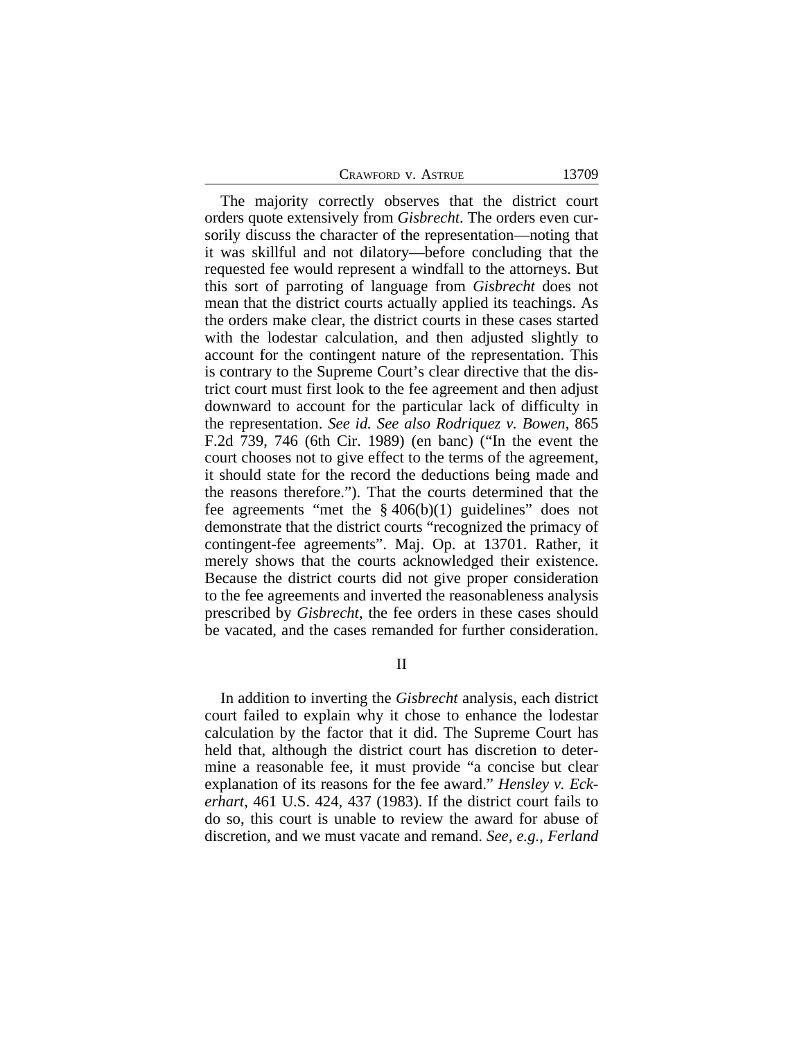The majority correctly observes that the district court orders quote extensively from *Gisbrecht*. The orders even cursorily discuss the character of the representation—noting that it was skillful and not dilatory—before concluding that the requested fee would represent a windfall to the attorneys. But this sort of parroting of language from *Gisbrecht* does not mean that the district courts actually applied its teachings. As the orders make clear, the district courts in these cases started with the lodestar calculation, and then adjusted slightly to account for the contingent nature of the representation. This is contrary to the Supreme Court's clear directive that the district court must first look to the fee agreement and then adjust downward to account for the particular lack of difficulty in the representation. *See id. See also Rodriquez v. Bowen*, 865 F.2d 739, 746 (6th Cir. 1989) (en banc) ("In the event the court chooses not to give effect to the terms of the agreement, it should state for the record the deductions being made and the reasons therefore."). That the courts determined that the fee agreements "met the § 406(b)(1) guidelines" does not demonstrate that the district courts "recognized the primacy of contingent-fee agreements". Maj. Op. at 13701. Rather, it merely shows that the courts acknowledged their existence. Because the district courts did not give proper consideration to the fee agreements and inverted the reasonableness analysis prescribed by *Gisbrecht*, the fee orders in these cases should be vacated, and the cases remanded for further consideration.

## II

In addition to inverting the *Gisbrecht* analysis, each district court failed to explain why it chose to enhance the lodestar calculation by the factor that it did. The Supreme Court has held that, although the district court has discretion to determine a reasonable fee, it must provide "a concise but clear explanation of its reasons for the fee award." *Hensley v. Eckerhart*, 461 U.S. 424, 437 (1983). If the district court fails to do so, this court is unable to review the award for abuse of discretion, and we must vacate and remand. *See, e.g., Ferland*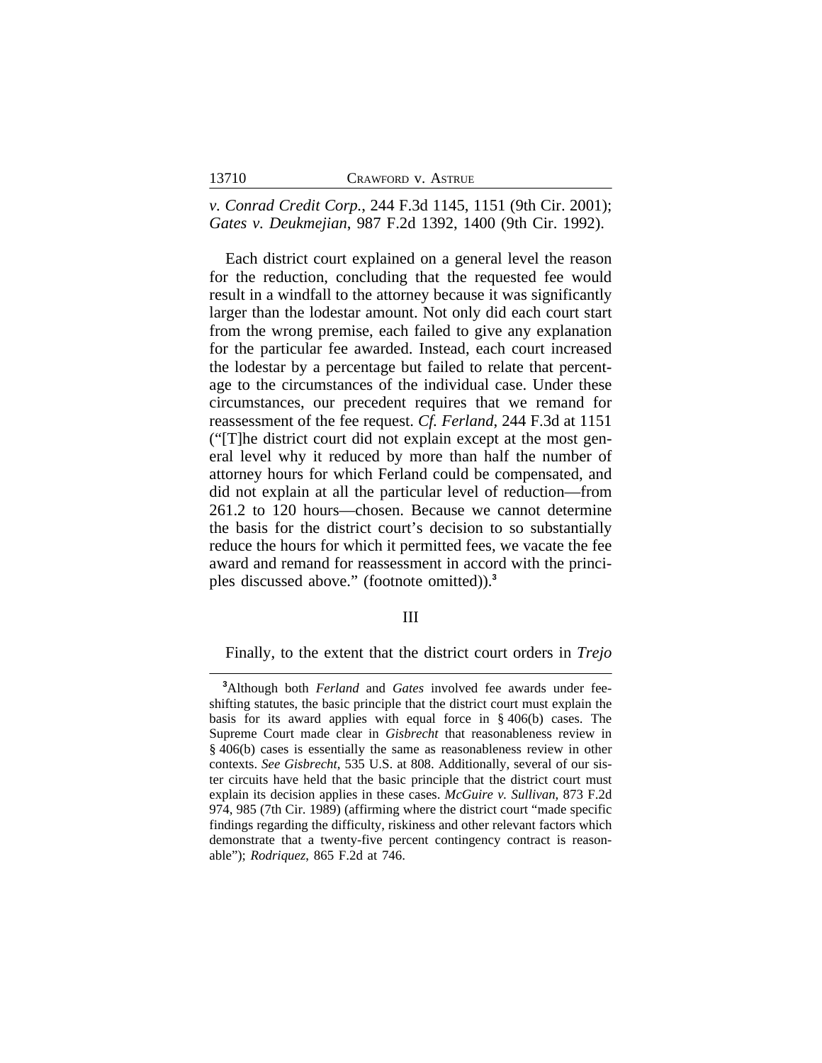*v. Conrad Credit Corp.*, 244 F.3d 1145, 1151 (9th Cir. 2001); *Gates v. Deukmejian*, 987 F.2d 1392, 1400 (9th Cir. 1992).

Each district court explained on a general level the reason for the reduction, concluding that the requested fee would result in a windfall to the attorney because it was significantly larger than the lodestar amount. Not only did each court start from the wrong premise, each failed to give any explanation for the particular fee awarded. Instead, each court increased the lodestar by a percentage but failed to relate that percentage to the circumstances of the individual case. Under these circumstances, our precedent requires that we remand for reassessment of the fee request. *Cf. Ferland*, 244 F.3d at 1151 ("[T]he district court did not explain except at the most general level why it reduced by more than half the number of attorney hours for which Ferland could be compensated, and did not explain at all the particular level of reduction—from 261.2 to 120 hours—chosen. Because we cannot determine the basis for the district court's decision to so substantially reduce the hours for which it permitted fees, we vacate the fee award and remand for reassessment in accord with the principles discussed above." (footnote omitted)).[3]

III

Finally, to the extent that the district court orders in *Trejo*

[3]Although both *Ferland* and *Gates* involved fee awards under fee-shifting statutes, the basic principle that the district court must explain the basis for its award applies with equal force in § 406(b) cases. The Supreme Court made clear in *Gisbrecht* that reasonableness review in § 406(b) cases is essentially the same as reasonableness review in other contexts. *See Gisbrecht*, 535 U.S. at 808. Additionally, several of our sister circuits have held that the basic principle that the district court must explain its decision applies in these cases. *McGuire v. Sullivan*, 873 F.2d 974, 985 (7th Cir. 1989) (affirming where the district court "made specific findings regarding the difficulty, riskiness and other relevant factors which demonstrate that a twenty-five percent contingency contract is reasonable"); *Rodriquez*, 865 F.2d at 746.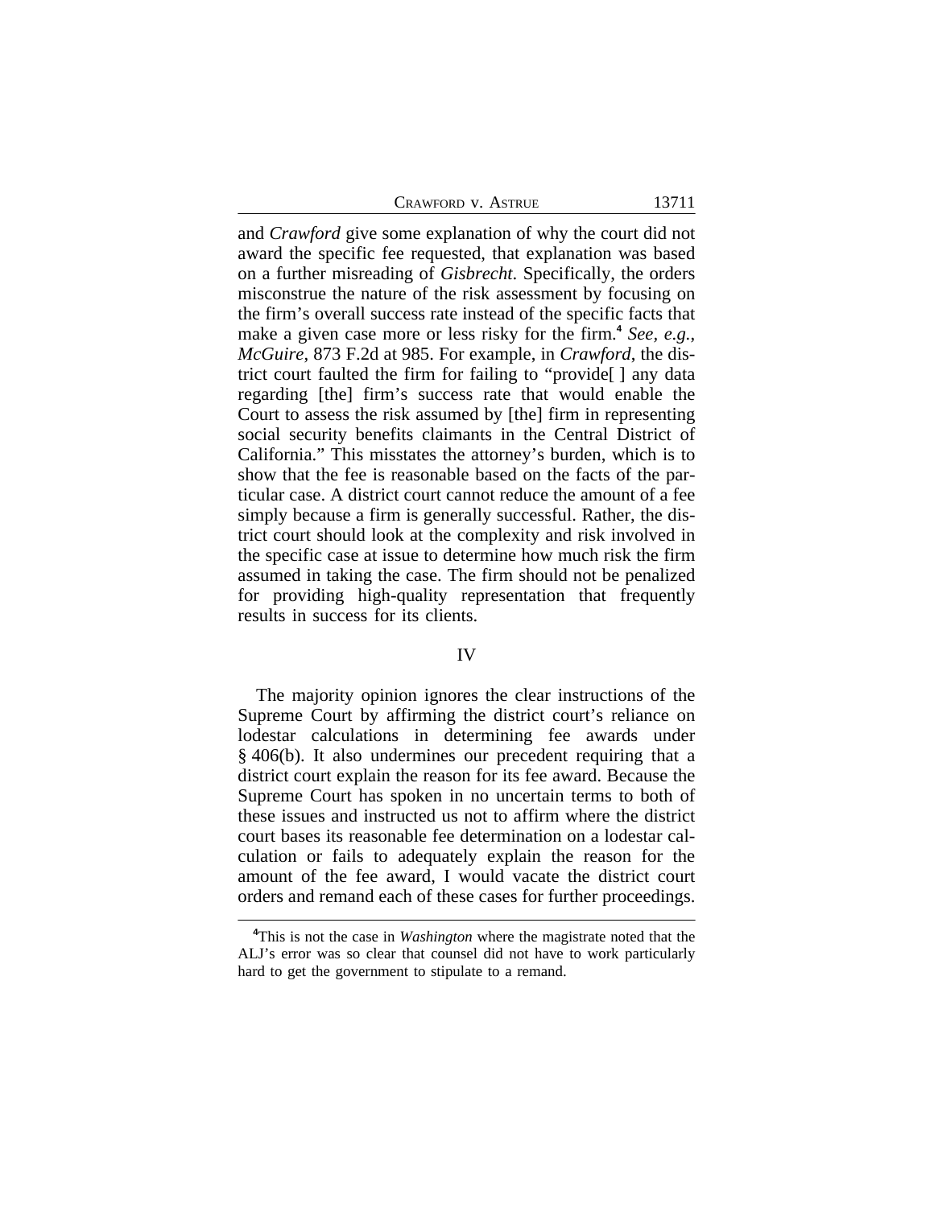and *Crawford* give some explanation of why the court did not award the specific fee requested, that explanation was based on a further misreading of *Gisbrecht*. Specifically, the orders misconstrue the nature of the risk assessment by focusing on the firm's overall success rate instead of the specific facts that make a given case more or less risky for the firm.[4] *See, e.g.*, *McGuire*, 873 F.2d at 985. For example, in *Crawford*, the district court faulted the firm for failing to "provide[ ] any data regarding [the] firm's success rate that would enable the Court to assess the risk assumed by [the] firm in representing social security benefits claimants in the Central District of California." This misstates the attorney's burden, which is to show that the fee is reasonable based on the facts of the particular case. A district court cannot reduce the amount of a fee simply because a firm is generally successful. Rather, the district court should look at the complexity and risk involved in the specific case at issue to determine how much risk the firm assumed in taking the case. The firm should not be penalized for providing high-quality representation that frequently results in success for its clients.

## IV

The majority opinion ignores the clear instructions of the Supreme Court by affirming the district court's reliance on lodestar calculations in determining fee awards under § 406(b). It also undermines our precedent requiring that a district court explain the reason for its fee award. Because the Supreme Court has spoken in no uncertain terms to both of these issues and instructed us not to affirm where the district court bases its reasonable fee determination on a lodestar calculation or fails to adequately explain the reason for the amount of the fee award, I would vacate the district court orders and remand each of these cases for further proceedings.

[4] This is not the case in *Washington* where the magistrate noted that the ALJ's error was so clear that counsel did not have to work particularly hard to get the government to stipulate to a remand.